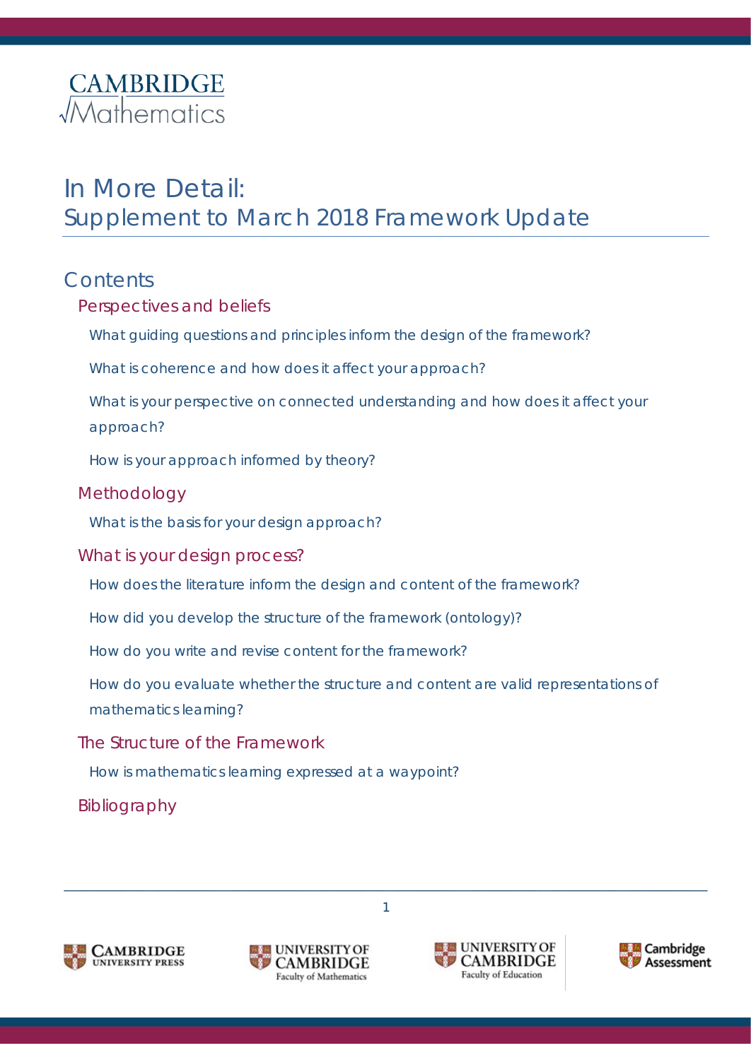CAMBRIDGE
√Mathematics

# In More Detail:
# Supplement to March 2018 Framework Update

## Contents

### Perspectives and beliefs

What guiding questions and principles inform the design of the framework?

What is coherence and how does it affect your approach?

What is your perspective on connected understanding and how does it affect your approach?

How is your approach informed by theory?

### Methodology

What is the basis for your design approach?

### What is your design process?

How does the literature inform the design and content of the framework?

How did you develop the structure of the framework (ontology)?

How do you write and revise content for the framework?

How do you evaluate whether the structure and content are valid representations of mathematics learning?

### The Structure of the Framework

How is mathematics learning expressed at a waypoint?

### Bibliography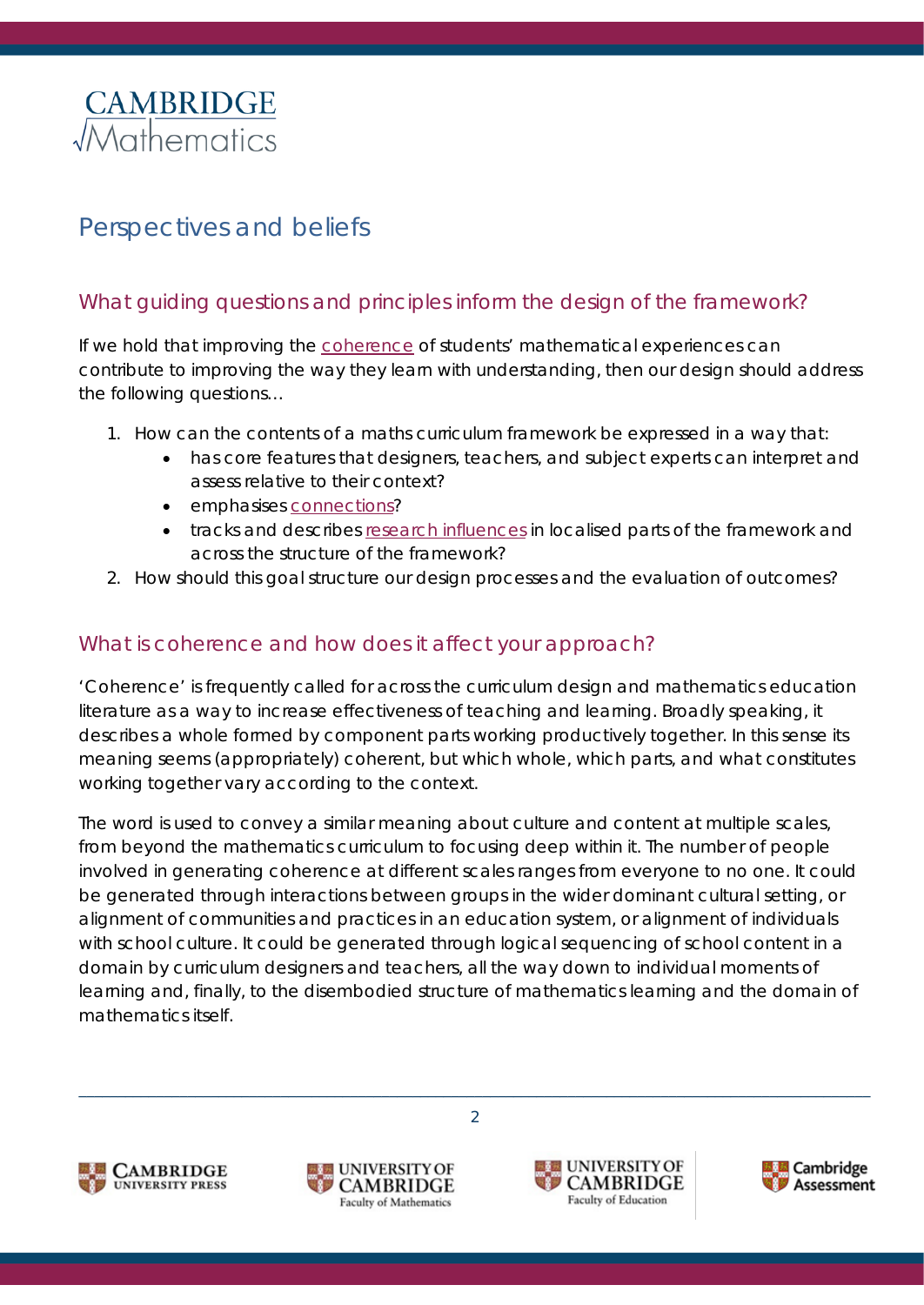# Perspectives and beliefs

## What guiding questions and principles inform the design of the framework?

If we hold that improving the coherence of students' mathematical experiences can contribute to improving the way they learn with understanding, then our design should address the following questions…

1. How can the contents of a maths curriculum framework be expressed in a way that:
   - has core features that designers, teachers, and subject experts can interpret and assess relative to their context?
   - emphasises connections?
   - tracks and describes research influences in localised parts of the framework and across the structure of the framework?
2. How should this goal structure our design processes and the evaluation of outcomes?

## What is coherence and how does it affect your approach?

'Coherence' is frequently called for across the curriculum design and mathematics education literature as a way to increase effectiveness of teaching and learning. Broadly speaking, it describes a whole formed by component parts working productively together. In this sense its meaning seems (appropriately) coherent, but which whole, which parts, and what constitutes working together vary according to the context.

The word is used to convey a similar meaning about culture and content at multiple scales, from beyond the mathematics curriculum to focusing deep within it. The number of people involved in generating coherence at different scales ranges from everyone to no one. It could be generated through interactions between groups in the wider dominant cultural setting, or alignment of communities and practices in an education system, or alignment of individuals with school culture. It could be generated through logical sequencing of school content in a domain by curriculum designers and teachers, all the way down to individual moments of learning and, finally, to the disembodied structure of mathematics learning and the domain of mathematics itself.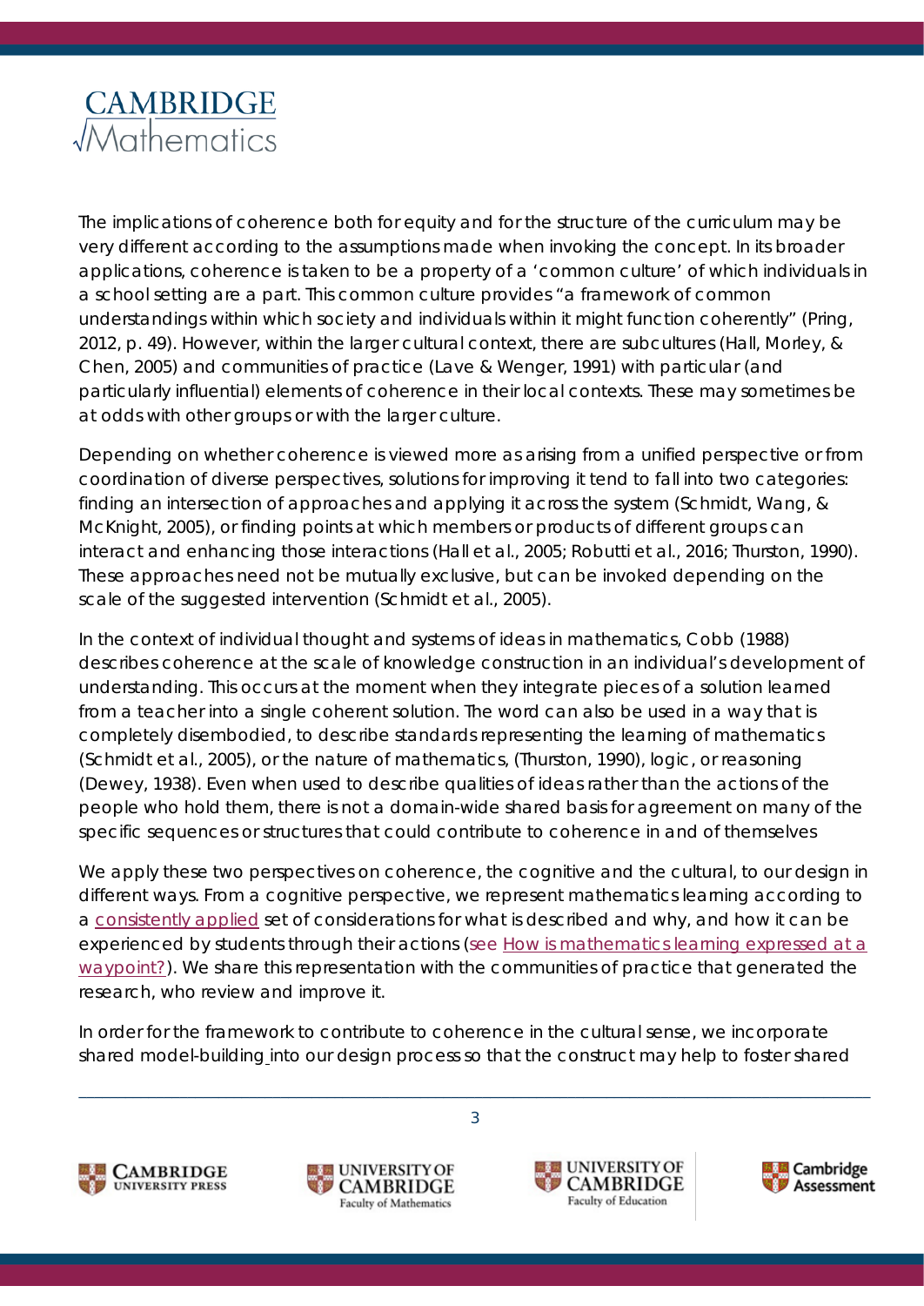The implications of coherence both for equity and for the structure of the curriculum may be very different according to the assumptions made when invoking the concept. In its broader applications, coherence is taken to be a property of a 'common culture' of which individuals in a school setting are a part. This common culture provides "a framework of common understandings within which society and individuals within it might function coherently" (Pring, 2012, p. 49). However, within the larger cultural context, there are subcultures (Hall, Morley, & Chen, 2005) and communities of practice (Lave & Wenger, 1991) with particular (and particularly influential) elements of coherence in their local contexts. These may sometimes be at odds with other groups or with the larger culture.

Depending on whether coherence is viewed more as arising from a unified perspective or from coordination of diverse perspectives, solutions for improving it tend to fall into two categories: finding an intersection of approaches and applying it across the system (Schmidt, Wang, & McKnight, 2005), or finding points at which members or products of different groups can interact and enhancing those interactions (Hall et al., 2005; Robutti et al., 2016; Thurston, 1990). These approaches need not be mutually exclusive, but can be invoked depending on the scale of the suggested intervention (Schmidt et al., 2005).

In the context of individual thought and systems of ideas in mathematics, Cobb (1988) describes coherence at the scale of knowledge construction in an individual's development of understanding. This occurs at the moment when they integrate pieces of a solution learned from a teacher into a single coherent solution. The word can also be used in a way that is completely disembodied, to describe standards representing the learning of mathematics (Schmidt et al., 2005), or the nature of mathematics, (Thurston, 1990), logic, or reasoning (Dewey, 1938). Even when used to describe qualities of ideas rather than the actions of the people who hold them, there is not a domain-wide shared basis for agreement on many of the specific sequences or structures that could contribute to coherence in and of themselves

We apply these two perspectives on coherence, the cognitive and the cultural, to our design in different ways. From a cognitive perspective, we represent mathematics learning according to a consistently applied set of considerations for what is described and why, and how it can be experienced by students through their actions (see How is mathematics learning expressed at a waypoint?). We share this representation with the communities of practice that generated the research, who review and improve it.

In order for the framework to contribute to coherence in the cultural sense, we incorporate shared model-building into our design process so that the construct may help to foster shared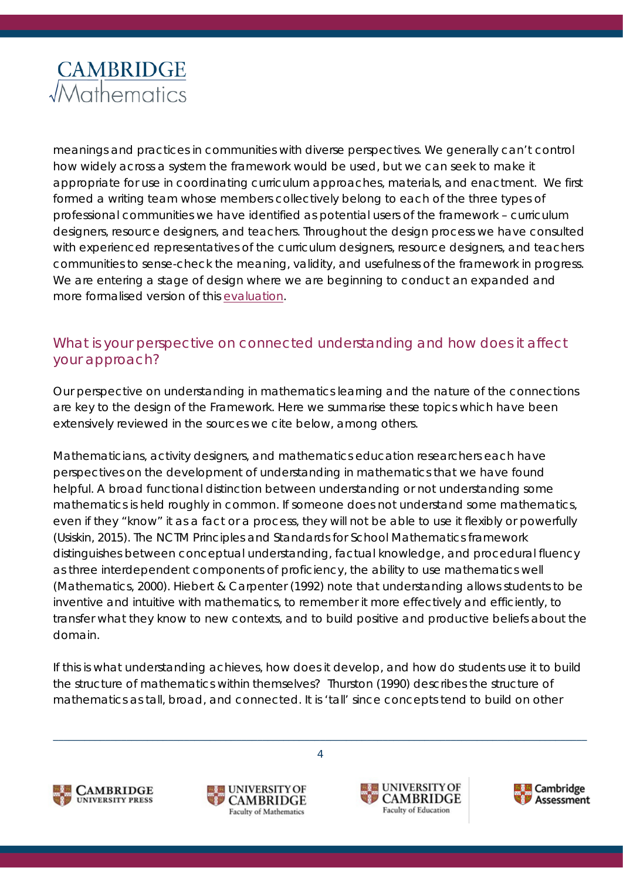meanings and practices in communities with diverse perspectives. We generally can't control how widely across a system the framework would be used, but we can seek to make it appropriate for use in coordinating curriculum approaches, materials, and enactment. We first formed a writing team whose members collectively belong to each of the three types of professional communities we have identified as potential users of the framework – curriculum designers, resource designers, and teachers. Throughout the design process we have consulted with experienced representatives of the curriculum designers, resource designers, and teachers communities to sense-check the meaning, validity, and usefulness of the framework in progress. We are entering a stage of design where we are beginning to conduct an expanded and more formalised version of this evaluation.

## What is your perspective on connected understanding and how does it affect your approach?

Our perspective on understanding in mathematics learning and the nature of the connections are key to the design of the Framework. Here we summarise these topics which have been extensively reviewed in the sources we cite below, among others.

Mathematicians, activity designers, and mathematics education researchers each have perspectives on the development of understanding in mathematics that we have found helpful. A broad functional distinction between understanding or not understanding some mathematics is held roughly in common. If someone does not understand some mathematics, even if they "know" it as a fact or a process, they will not be able to use it flexibly or powerfully (Usiskin, 2015). The NCTM Principles and Standards for School Mathematics framework distinguishes between conceptual understanding, factual knowledge, and procedural fluency as three interdependent components of proficiency, the ability to use mathematics well (Mathematics, 2000). Hiebert & Carpenter (1992) note that understanding allows students to be inventive and intuitive with mathematics, to remember it more effectively and efficiently, to transfer what they know to new contexts, and to build positive and productive beliefs about the domain.

If this is what understanding achieves, how does it develop, and how do students use it to build the structure of mathematics within themselves? Thurston (1990) describes the structure of mathematics as tall, broad, and connected. It is 'tall' since concepts tend to build on other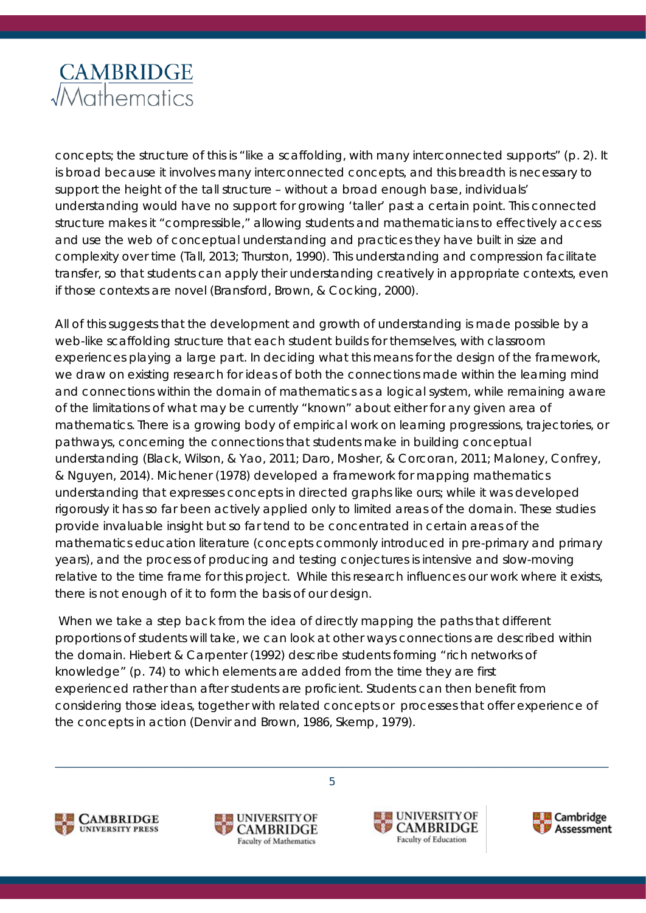concepts; the structure of this is "like a scaffolding, with many interconnected supports" (p. 2). It is broad because it involves many interconnected concepts, and this breadth is necessary to support the height of the tall structure – without a broad enough base, individuals' understanding would have no support for growing 'taller' past a certain point. This connected structure makes it "compressible," allowing students and mathematicians to effectively access and use the web of conceptual understanding and practices they have built in size and complexity over time (Tall, 2013; Thurston, 1990). This understanding and compression facilitate transfer, so that students can apply their understanding creatively in appropriate contexts, even if those contexts are novel (Bransford, Brown, & Cocking, 2000).

All of this suggests that the development and growth of understanding is made possible by a web-like scaffolding structure that each student builds for themselves, with classroom experiences playing a large part. In deciding what this means for the design of the framework, we draw on existing research for ideas of both the connections made within the learning mind and connections within the domain of mathematics as a logical system, while remaining aware of the limitations of what may be currently "known" about either for any given area of mathematics. There is a growing body of empirical work on learning progressions, trajectories, or pathways, concerning the connections that students make in building conceptual understanding (Black, Wilson, & Yao, 2011; Daro, Mosher, & Corcoran, 2011; Maloney, Confrey, & Nguyen, 2014). Michener (1978) developed a framework for mapping mathematics understanding that expresses concepts in directed graphs like ours; while it was developed rigorously it has so far been actively applied only to limited areas of the domain. These studies provide invaluable insight but so far tend to be concentrated in certain areas of the mathematics education literature (concepts commonly introduced in pre-primary and primary years), and the process of producing and testing conjectures is intensive and slow-moving relative to the time frame for this project. While this research influences our work where it exists, there is not enough of it to form the basis of our design.

When we take a step back from the idea of directly mapping the paths that different proportions of students will take, we can look at other ways connections are described within the domain. Hiebert & Carpenter (1992) describe students forming "rich networks of knowledge" (p. 74) to which elements are added from the time they are first experienced rather than after students are proficient. Students can then benefit from considering those ideas, together with related concepts or processes that offer experience of the concepts in action (Denvir and Brown, 1986, Skemp, 1979).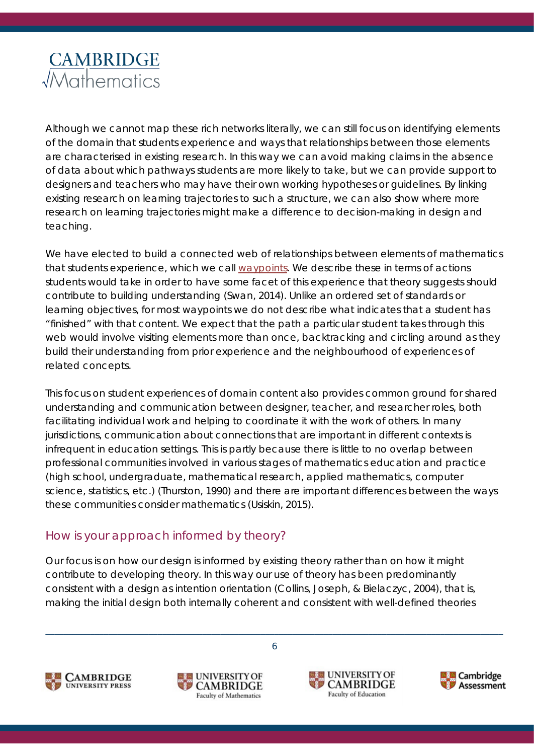Although we cannot map these rich networks literally, we can still focus on identifying elements of the domain that students experience and ways that relationships between those elements are characterised in existing research. In this way we can avoid making claims in the absence of data about which pathways students are more likely to take, but we can provide support to designers and teachers who may have their own working hypotheses or guidelines. By linking existing research on learning trajectories to such a structure, we can also show where more research on learning trajectories might make a difference to decision-making in design and teaching.

We have elected to build a connected web of relationships between elements of mathematics that students experience, which we call waypoints. We describe these in terms of actions students would take in order to have some facet of this experience that theory suggests should contribute to building understanding (Swan, 2014). Unlike an ordered set of standards or learning objectives, for most waypoints we do not describe what indicates that a student has "finished" with that content. We expect that the path a particular student takes through this web would involve visiting elements more than once, backtracking and circling around as they build their understanding from prior experience and the neighbourhood of experiences of related concepts.

This focus on student experiences of domain content also provides common ground for shared understanding and communication between designer, teacher, and researcher roles, both facilitating individual work and helping to coordinate it with the work of others. In many jurisdictions, communication about connections that are important in different contexts is infrequent in education settings. This is partly because there is little to no overlap between professional communities involved in various stages of mathematics education and practice (high school, undergraduate, mathematical research, applied mathematics, computer science, statistics, etc.) (Thurston, 1990) and there are important differences between the ways these communities consider mathematics (Usiskin, 2015).

## How is your approach informed by theory?

Our focus is on how our design is informed by existing theory rather than on how it might contribute to developing theory. In this way our use of theory has been predominantly consistent with a design as intention orientation (Collins, Joseph, & Bielaczyc, 2004), that is, making the initial design both internally coherent and consistent with well-defined theories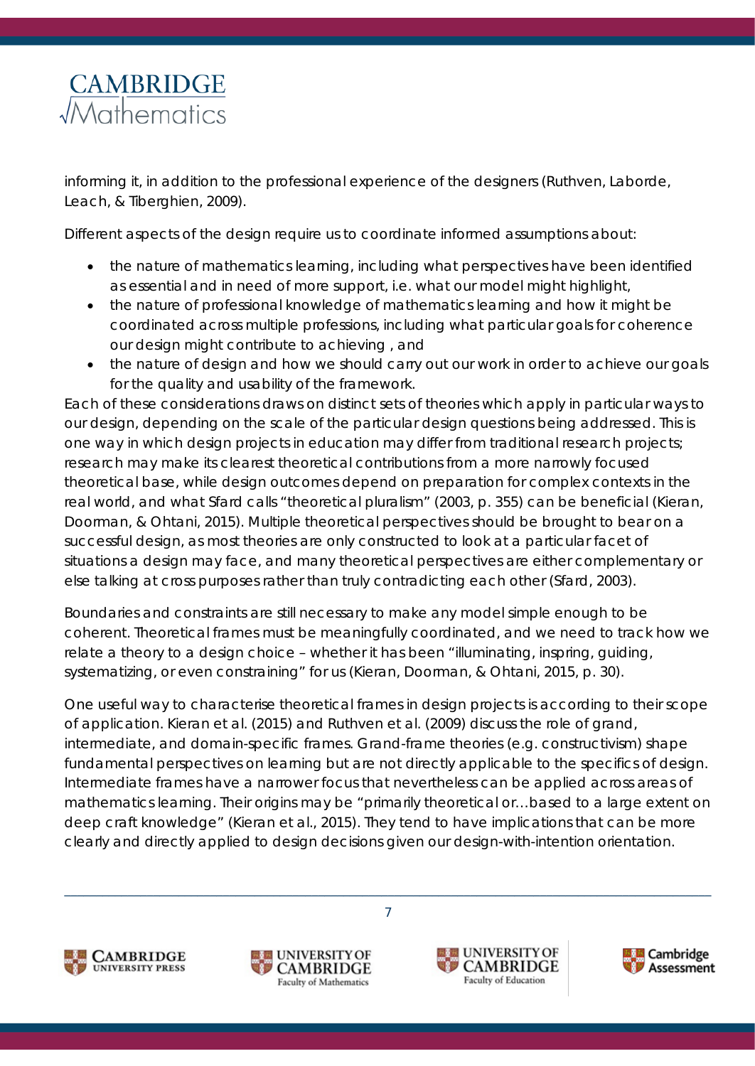informing it, in addition to the professional experience of the designers (Ruthven, Laborde, Leach, & Tiberghien, 2009).

Different aspects of the design require us to coordinate informed assumptions about:

- the nature of mathematics learning, including what perspectives have been identified as essential and in need of more support, i.e. what our model might highlight,
- the nature of professional knowledge of mathematics learning and how it might be coordinated across multiple professions, including what particular goals for coherence our design might contribute to achieving , and
- the nature of design and how we should carry out our work in order to achieve our goals for the quality and usability of the framework.

Each of these considerations draws on distinct sets of theories which apply in particular ways to our design, depending on the scale of the particular design questions being addressed. This is one way in which design projects in education may differ from traditional research projects; research may make its clearest theoretical contributions from a more narrowly focused theoretical base, while design outcomes depend on preparation for complex contexts in the real world, and what Sfard calls "theoretical pluralism" (2003, p. 355) can be beneficial (Kieran, Doorman, & Ohtani, 2015). Multiple theoretical perspectives should be brought to bear on a successful design, as most theories are only constructed to look at a particular facet of situations a design may face, and many theoretical perspectives are either complementary or else talking at cross purposes rather than truly contradicting each other (Sfard, 2003).

Boundaries and constraints are still necessary to make any model simple enough to be coherent. Theoretical frames must be meaningfully coordinated, and we need to track how we relate a theory to a design choice – whether it has been "illuminating, inspring, guiding, systematizing, or even constraining" for us (Kieran, Doorman, & Ohtani, 2015, p. 30).

One useful way to characterise theoretical frames in design projects is according to their scope of application. Kieran et al. (2015) and Ruthven et al. (2009) discuss the role of grand, intermediate, and domain-specific frames. Grand-frame theories (e.g. constructivism) shape fundamental perspectives on learning but are not directly applicable to the specifics of design. Intermediate frames have a narrower focus that nevertheless can be applied across areas of mathematics learning. Their origins may be "primarily theoretical or…based to a large extent on deep craft knowledge" (Kieran et al., 2015). They tend to have implications that can be more clearly and directly applied to design decisions given our design-with-intention orientation.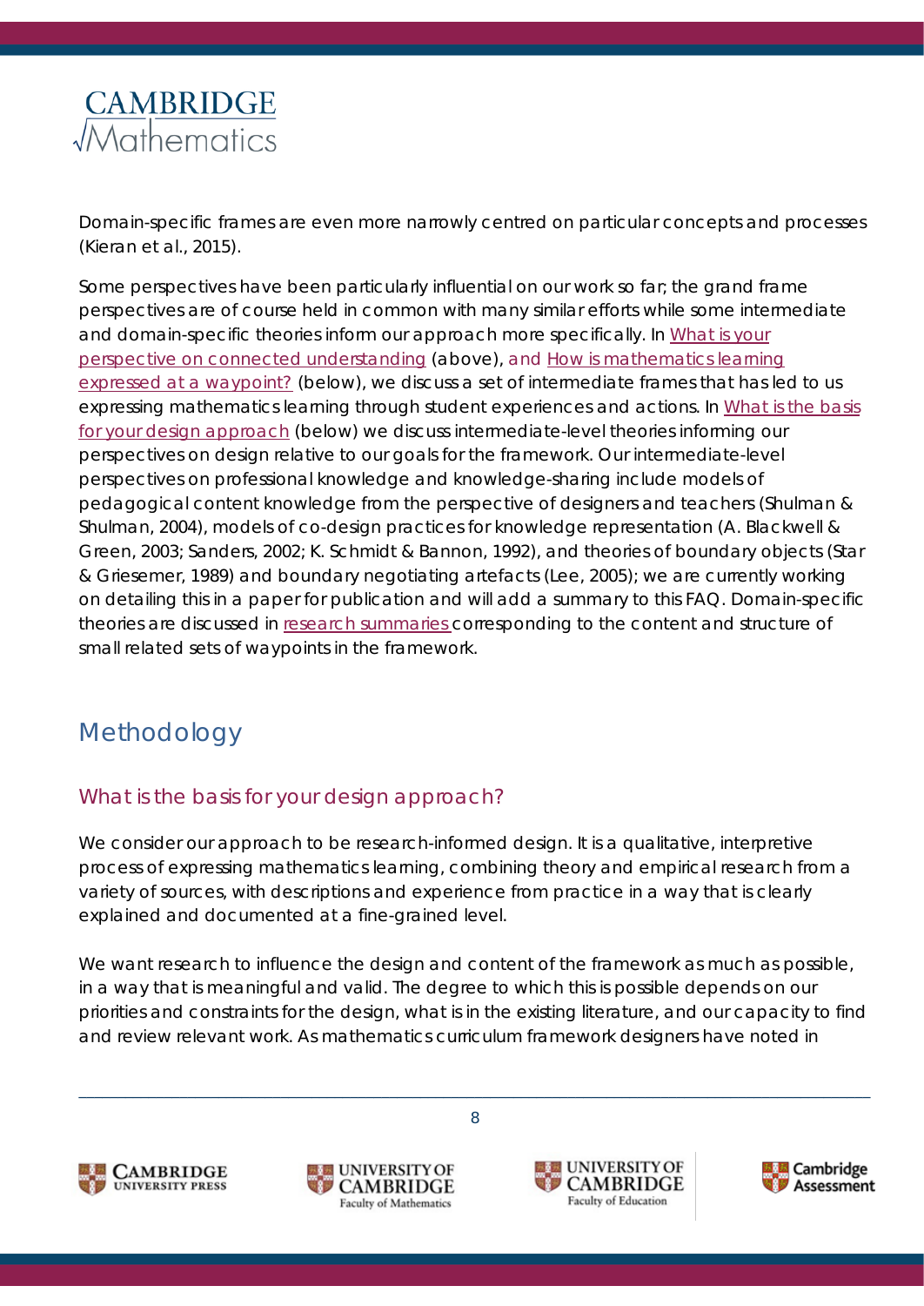Domain-specific frames are even more narrowly centred on particular concepts and processes (Kieran et al., 2015).

Some perspectives have been particularly influential on our work so far; the grand frame perspectives are of course held in common with many similar efforts while some intermediate and domain-specific theories inform our approach more specifically. In What is your perspective on connected understanding (above), and How is mathematics learning expressed at a waypoint? (below), we discuss a set of intermediate frames that has led to us expressing mathematics learning through student experiences and actions. In What is the basis for your design approach (below) we discuss intermediate-level theories informing our perspectives on design relative to our goals for the framework. Our intermediate-level perspectives on professional knowledge and knowledge-sharing include models of pedagogical content knowledge from the perspective of designers and teachers (Shulman & Shulman, 2004), models of co-design practices for knowledge representation (A. Blackwell & Green, 2003; Sanders, 2002; K. Schmidt & Bannon, 1992), and theories of boundary objects (Star & Griesemer, 1989) and boundary negotiating artefacts (Lee, 2005); we are currently working on detailing this in a paper for publication and will add a summary to this FAQ. Domain-specific theories are discussed in research summaries corresponding to the content and structure of small related sets of waypoints in the framework.

# Methodology

## What is the basis for your design approach?

We consider our approach to be research-informed design. It is a qualitative, interpretive process of expressing mathematics learning, combining theory and empirical research from a variety of sources, with descriptions and experience from practice in a way that is clearly explained and documented at a fine-grained level.

We want research to influence the design and content of the framework as much as possible, in a way that is meaningful and valid. The degree to which this is possible depends on our priorities and constraints for the design, what is in the existing literature, and our capacity to find and review relevant work. As mathematics curriculum framework designers have noted in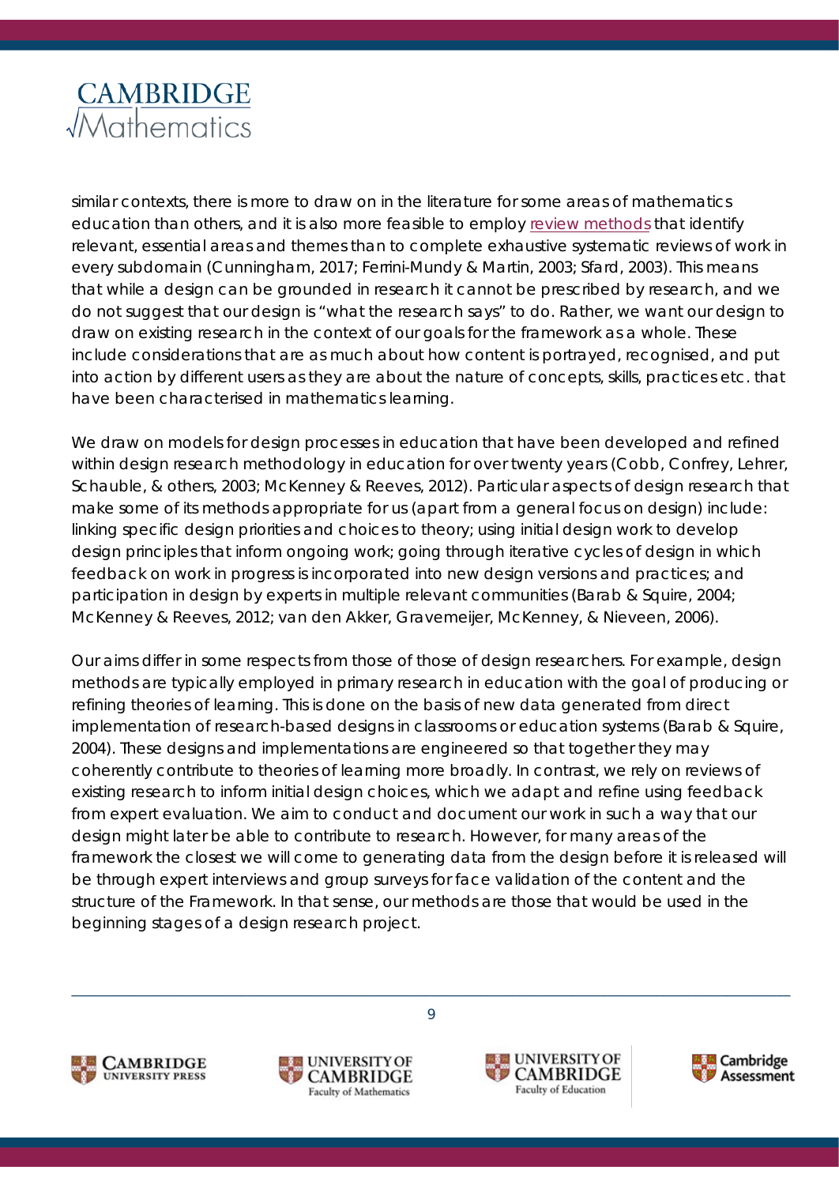similar contexts, there is more to draw on in the literature for some areas of mathematics education than others, and it is also more feasible to employ review methods that identify relevant, essential areas and themes than to complete exhaustive systematic reviews of work in every subdomain (Cunningham, 2017; Ferrini-Mundy & Martin, 2003; Sfard, 2003). This means that while a design can be grounded in research it cannot be prescribed by research, and we do not suggest that our design is "what the research says" to do. Rather, we want our design to draw on existing research in the context of our goals for the framework as a whole. These include considerations that are as much about how content is portrayed, recognised, and put into action by different users as they are about the nature of concepts, skills, practices etc. that have been characterised in mathematics learning.

We draw on models for design processes in education that have been developed and refined within design research methodology in education for over twenty years (Cobb, Confrey, Lehrer, Schauble, & others, 2003; McKenney & Reeves, 2012). Particular aspects of design research that make some of its methods appropriate for us (apart from a general focus on design) include: linking specific design priorities and choices to theory; using initial design work to develop design principles that inform ongoing work; going through iterative cycles of design in which feedback on work in progress is incorporated into new design versions and practices; and participation in design by experts in multiple relevant communities (Barab & Squire, 2004; McKenney & Reeves, 2012; van den Akker, Gravemeijer, McKenney, & Nieveen, 2006).

Our aims differ in some respects from those of those of design researchers. For example, design methods are typically employed in primary research in education with the goal of producing or refining theories of learning. This is done on the basis of new data generated from direct implementation of research-based designs in classrooms or education systems (Barab & Squire, 2004). These designs and implementations are engineered so that together they may coherently contribute to theories of learning more broadly. In contrast, we rely on reviews of existing research to inform initial design choices, which we adapt and refine using feedback from expert evaluation. We aim to conduct and document our work in such a way that our design might later be able to contribute to research. However, for many areas of the framework the closest we will come to generating data from the design before it is released will be through expert interviews and group surveys for face validation of the content and the structure of the Framework. In that sense, our methods are those that would be used in the beginning stages of a design research project.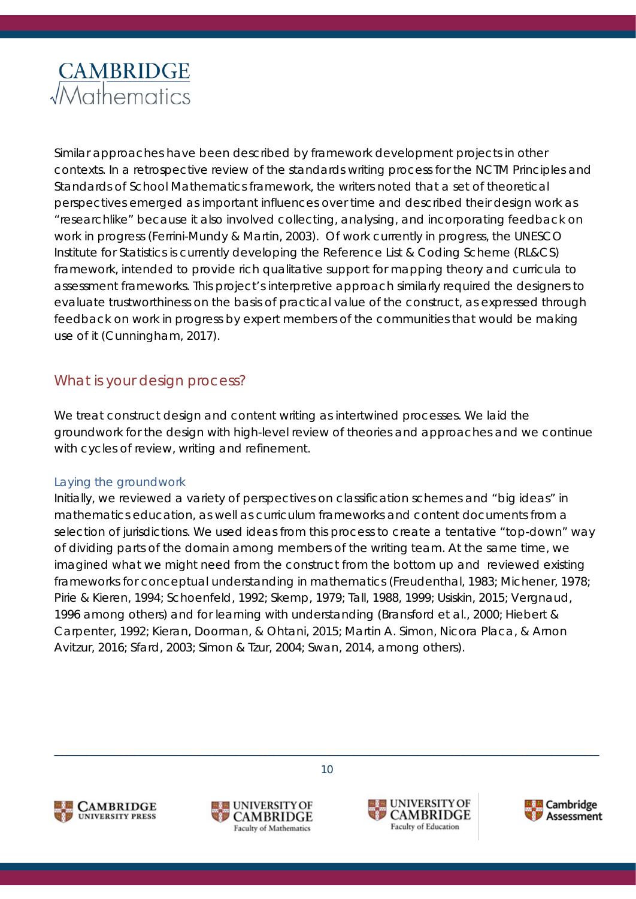Similar approaches have been described by framework development projects in other contexts. In a retrospective review of the standards writing process for the NCTM Principles and Standards of School Mathematics framework, the writers noted that a set of theoretical perspectives emerged as important influences over time and described their design work as "researchlike" because it also involved collecting, analysing, and incorporating feedback on work in progress (Ferrini-Mundy & Martin, 2003). Of work currently in progress, the UNESCO Institute for Statistics is currently developing the Reference List & Coding Scheme (RL&CS) framework, intended to provide rich qualitative support for mapping theory and curricula to assessment frameworks. This project's interpretive approach similarly required the designers to evaluate trustworthiness on the basis of practical value of the construct, as expressed through feedback on work in progress by expert members of the communities that would be making use of it (Cunningham, 2017).

## What is your design process?

We treat construct design and content writing as intertwined processes. We laid the groundwork for the design with high-level review of theories and approaches and we continue with cycles of review, writing and refinement.

### Laying the groundwork

Initially, we reviewed a variety of perspectives on classification schemes and "big ideas" in mathematics education, as well as curriculum frameworks and content documents from a selection of jurisdictions. We used ideas from this process to create a tentative "top-down" way of dividing parts of the domain among members of the writing team. At the same time, we imagined what we might need from the construct from the bottom up and reviewed existing frameworks for conceptual understanding in mathematics (Freudenthal, 1983; Michener, 1978; Pirie & Kieren, 1994; Schoenfeld, 1992; Skemp, 1979; Tall, 1988, 1999; Usiskin, 2015; Vergnaud, 1996 among others) and for learning with understanding (Bransford et al., 2000; Hiebert & Carpenter, 1992; Kieran, Doorman, & Ohtani, 2015; Martin A. Simon, Nicora Placa, & Arnon Avitzur, 2016; Sfard, 2003; Simon & Tzur, 2004; Swan, 2014, among others).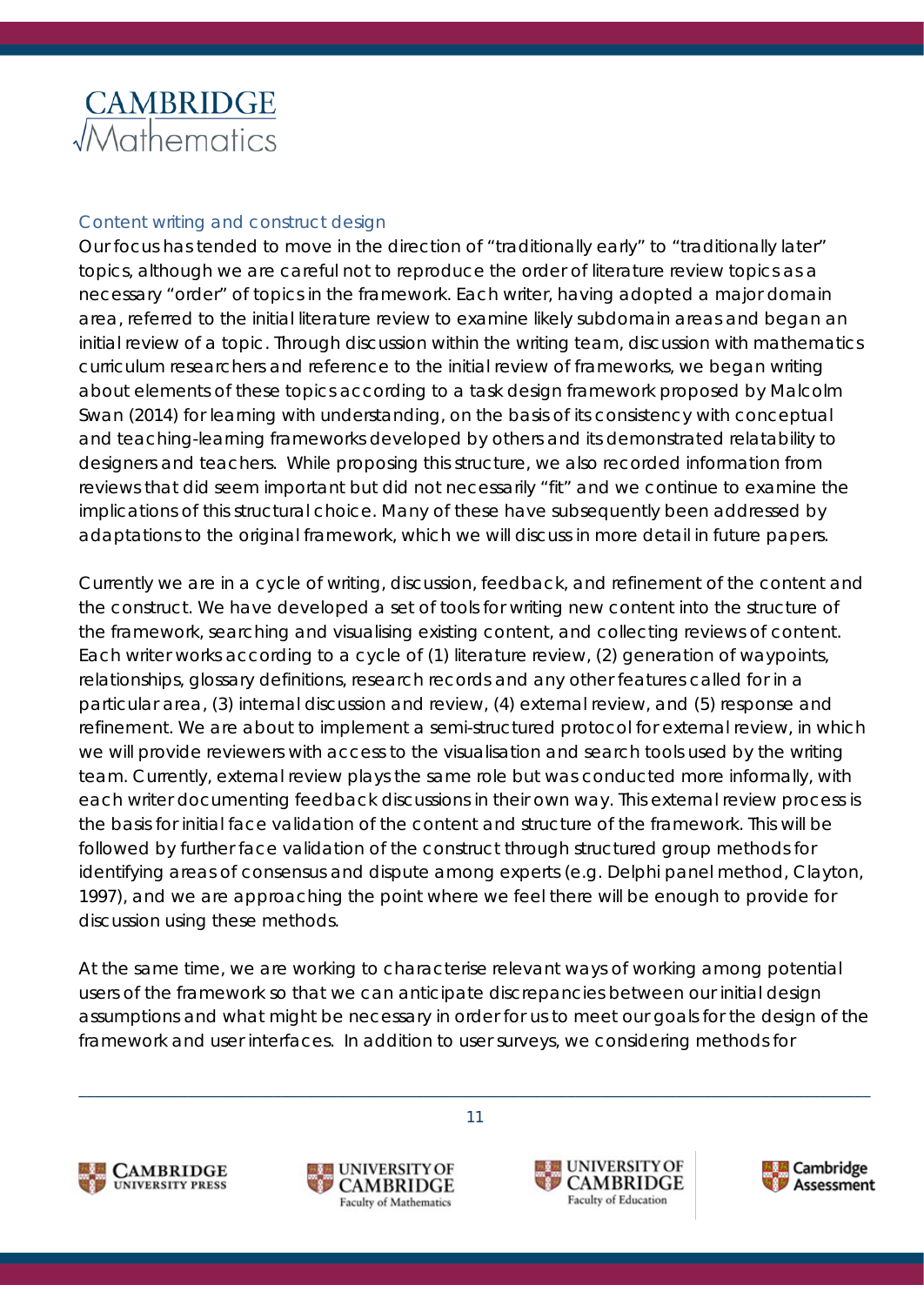### Content writing and construct design

Our focus has tended to move in the direction of "traditionally early" to "traditionally later" topics, although we are careful not to reproduce the order of literature review topics as a necessary "order" of topics in the framework. Each writer, having adopted a major domain area, referred to the initial literature review to examine likely subdomain areas and began an initial review of a topic. Through discussion within the writing team, discussion with mathematics curriculum researchers and reference to the initial review of frameworks, we began writing about elements of these topics according to a task design framework proposed by Malcolm Swan (2014) for learning with understanding, on the basis of its consistency with conceptual and teaching-learning frameworks developed by others and its demonstrated relatability to designers and teachers. While proposing this structure, we also recorded information from reviews that did seem important but did not necessarily "fit" and we continue to examine the implications of this structural choice. Many of these have subsequently been addressed by adaptations to the original framework, which we will discuss in more detail in future papers.

Currently we are in a cycle of writing, discussion, feedback, and refinement of the content and the construct. We have developed a set of tools for writing new content into the structure of the framework, searching and visualising existing content, and collecting reviews of content. Each writer works according to a cycle of (1) literature review, (2) generation of waypoints, relationships, glossary definitions, research records and any other features called for in a particular area, (3) internal discussion and review, (4) external review, and (5) response and refinement. We are about to implement a semi-structured protocol for external review, in which we will provide reviewers with access to the visualisation and search tools used by the writing team. Currently, external review plays the same role but was conducted more informally, with each writer documenting feedback discussions in their own way. This external review process is the basis for initial face validation of the content and structure of the framework. This will be followed by further face validation of the construct through structured group methods for identifying areas of consensus and dispute among experts (e.g. Delphi panel method, Clayton, 1997), and we are approaching the point where we feel there will be enough to provide for discussion using these methods.

At the same time, we are working to characterise relevant ways of working among potential users of the framework so that we can anticipate discrepancies between our initial design assumptions and what might be necessary in order for us to meet our goals for the design of the framework and user interfaces. In addition to user surveys, we considering methods for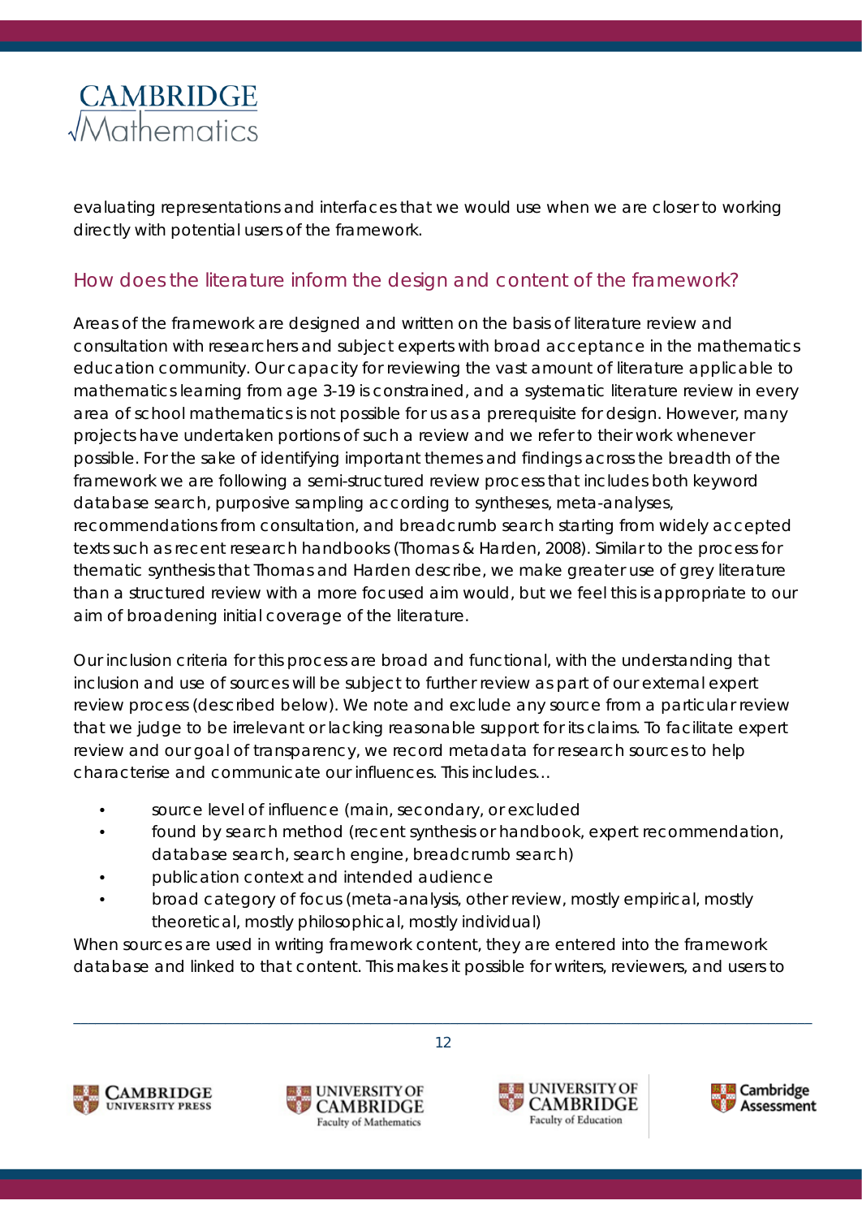evaluating representations and interfaces that we would use when we are closer to working directly with potential users of the framework.

## How does the literature inform the design and content of the framework?

Areas of the framework are designed and written on the basis of literature review and consultation with researchers and subject experts with broad acceptance in the mathematics education community. Our capacity for reviewing the vast amount of literature applicable to mathematics learning from age 3-19 is constrained, and a systematic literature review in every area of school mathematics is not possible for us as a prerequisite for design. However, many projects have undertaken portions of such a review and we refer to their work whenever possible. For the sake of identifying important themes and findings across the breadth of the framework we are following a semi-structured review process that includes both keyword database search, purposive sampling according to syntheses, meta-analyses, recommendations from consultation, and breadcrumb search starting from widely accepted texts such as recent research handbooks (Thomas & Harden, 2008). Similar to the process for thematic synthesis that Thomas and Harden describe, we make greater use of grey literature than a structured review with a more focused aim would, but we feel this is appropriate to our aim of broadening initial coverage of the literature.

Our inclusion criteria for this process are broad and functional, with the understanding that inclusion and use of sources will be subject to further review as part of our external expert review process (described below). We note and exclude any source from a particular review that we judge to be irrelevant or lacking reasonable support for its claims. To facilitate expert review and our goal of transparency, we record metadata for research sources to help characterise and communicate our influences. This includes…

- source level of influence (main, secondary, or excluded
- found by search method (recent synthesis or handbook, expert recommendation, database search, search engine, breadcrumb search)
- publication context and intended audience
- broad category of focus (meta-analysis, other review, mostly empirical, mostly theoretical, mostly philosophical, mostly individual)

When sources are used in writing framework content, they are entered into the framework database and linked to that content. This makes it possible for writers, reviewers, and users to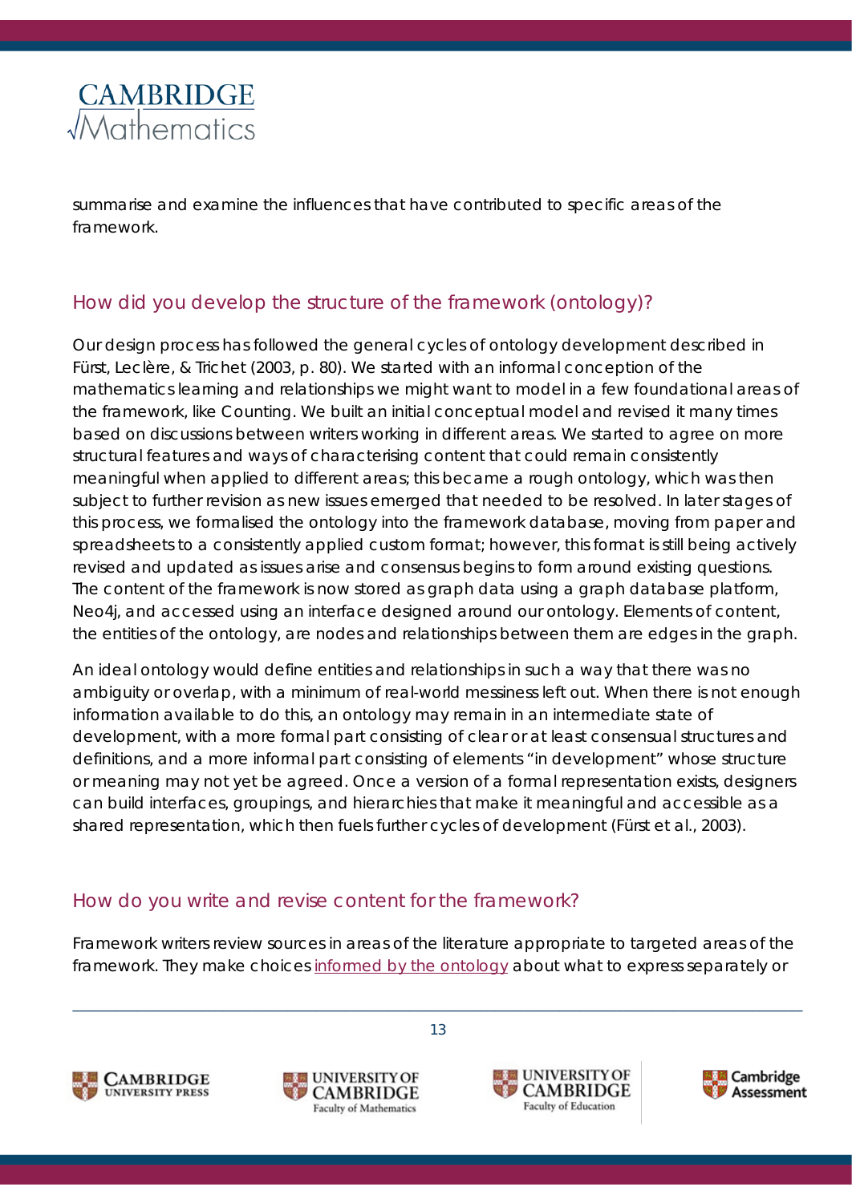summarise and examine the influences that have contributed to specific areas of the framework.

## How did you develop the structure of the framework (ontology)?

Our design process has followed the general cycles of ontology development described in Fürst, Leclère, & Trichet (2003, p. 80). We started with an informal conception of the mathematics learning and relationships we might want to model in a few foundational areas of the framework, like Counting. We built an initial conceptual model and revised it many times based on discussions between writers working in different areas. We started to agree on more structural features and ways of characterising content that could remain consistently meaningful when applied to different areas; this became a rough ontology, which was then subject to further revision as new issues emerged that needed to be resolved. In later stages of this process, we formalised the ontology into the framework database, moving from paper and spreadsheets to a consistently applied custom format; however, this format is still being actively revised and updated as issues arise and consensus begins to form around existing questions. The content of the framework is now stored as graph data using a graph database platform, Neo4j, and accessed using an interface designed around our ontology. Elements of content, the entities of the ontology, are nodes and relationships between them are edges in the graph.

An ideal ontology would define entities and relationships in such a way that there was no ambiguity or overlap, with a minimum of real-world messiness left out. When there is not enough information available to do this, an ontology may remain in an intermediate state of development, with a more formal part consisting of clear or at least consensual structures and definitions, and a more informal part consisting of elements "in development" whose structure or meaning may not yet be agreed. Once a version of a formal representation exists, designers can build interfaces, groupings, and hierarchies that make it meaningful and accessible as a shared representation, which then fuels further cycles of development (Fürst et al., 2003).

## How do you write and revise content for the framework?

Framework writers review sources in areas of the literature appropriate to targeted areas of the framework. They make choices informed by the ontology about what to express separately or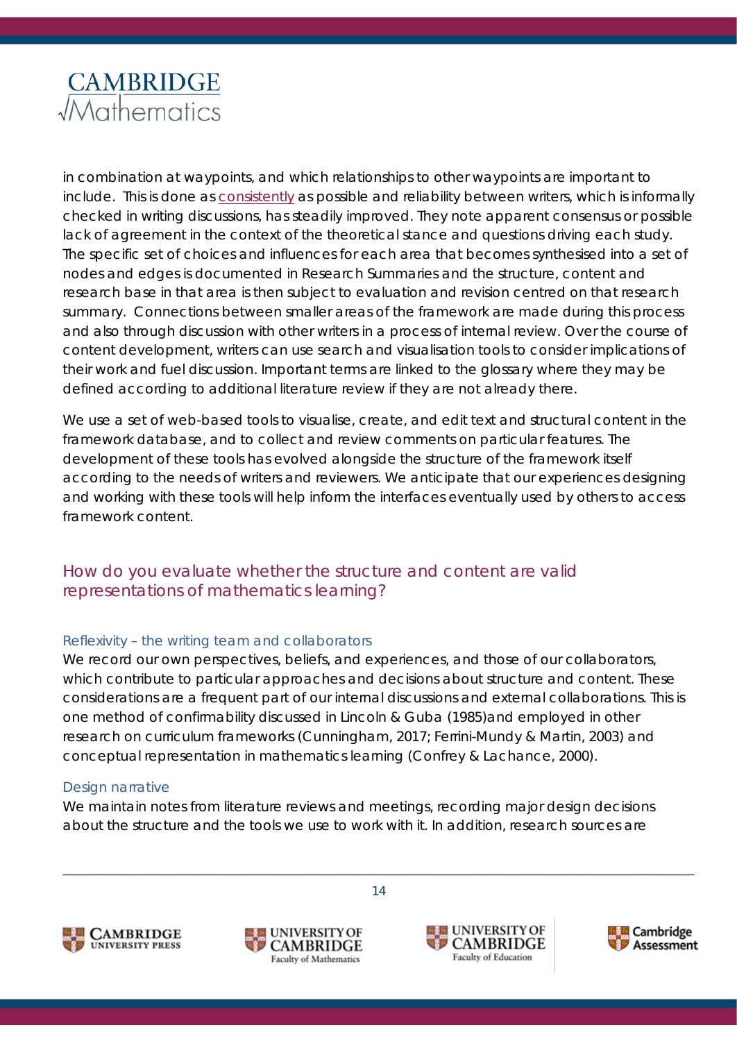in combination at waypoints, and which relationships to other waypoints are important to include. This is done as consistently as possible and reliability between writers, which is informally checked in writing discussions, has steadily improved. They note apparent consensus or possible lack of agreement in the context of the theoretical stance and questions driving each study. The specific set of choices and influences for each area that becomes synthesised into a set of nodes and edges is documented in Research Summaries and the structure, content and research base in that area is then subject to evaluation and revision centred on that research summary. Connections between smaller areas of the framework are made during this process and also through discussion with other writers in a process of internal review. Over the course of content development, writers can use search and visualisation tools to consider implications of their work and fuel discussion. Important terms are linked to the glossary where they may be defined according to additional literature review if they are not already there.

We use a set of web-based tools to visualise, create, and edit text and structural content in the framework database, and to collect and review comments on particular features. The development of these tools has evolved alongside the structure of the framework itself according to the needs of writers and reviewers. We anticipate that our experiences designing and working with these tools will help inform the interfaces eventually used by others to access framework content.

## How do you evaluate whether the structure and content are valid representations of mathematics learning?

### Reflexivity – the writing team and collaborators

We record our own perspectives, beliefs, and experiences, and those of our collaborators, which contribute to particular approaches and decisions about structure and content. These considerations are a frequent part of our internal discussions and external collaborations. This is one method of confirmability discussed in Lincoln & Guba (1985)and employed in other research on curriculum frameworks (Cunningham, 2017; Ferrini-Mundy & Martin, 2003) and conceptual representation in mathematics learning (Confrey & Lachance, 2000).

### Design narrative

We maintain notes from literature reviews and meetings, recording major design decisions about the structure and the tools we use to work with it. In addition, research sources are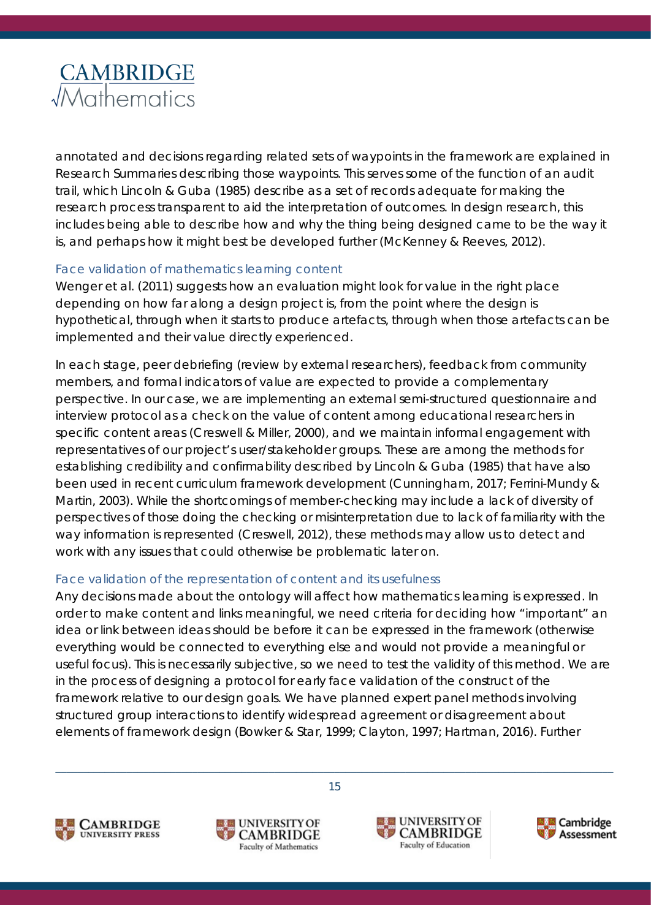annotated and decisions regarding related sets of waypoints in the framework are explained in Research Summaries describing those waypoints. This serves some of the function of an audit trail, which Lincoln & Guba (1985) describe as a set of records adequate for making the research process transparent to aid the interpretation of outcomes. In design research, this includes being able to describe how and why the thing being designed came to be the way it is, and perhaps how it might best be developed further (McKenney & Reeves, 2012).

### Face validation of mathematics learning content

Wenger et al. (2011) suggests how an evaluation might look for value in the right place depending on how far along a design project is, from the point where the design is hypothetical, through when it starts to produce artefacts, through when those artefacts can be implemented and their value directly experienced.

In each stage, peer debriefing (review by external researchers), feedback from community members, and formal indicators of value are expected to provide a complementary perspective. In our case, we are implementing an external semi-structured questionnaire and interview protocol as a check on the value of content among educational researchers in specific content areas (Creswell & Miller, 2000), and we maintain informal engagement with representatives of our project's user/stakeholder groups. These are among the methods for establishing credibility and confirmability described by Lincoln & Guba (1985) that have also been used in recent curriculum framework development (Cunningham, 2017; Ferrini-Mundy & Martin, 2003). While the shortcomings of member-checking may include a lack of diversity of perspectives of those doing the checking or misinterpretation due to lack of familiarity with the way information is represented (Creswell, 2012), these methods may allow us to detect and work with any issues that could otherwise be problematic later on.

### Face validation of the representation of content and its usefulness

Any decisions made about the ontology will affect how mathematics learning is expressed. In order to make content and links meaningful, we need criteria for deciding how "important" an idea or link between ideas should be before it can be expressed in the framework (otherwise everything would be connected to everything else and would not provide a meaningful or useful focus). This is necessarily subjective, so we need to test the validity of this method. We are in the process of designing a protocol for early face validation of the construct of the framework relative to our design goals. We have planned expert panel methods involving structured group interactions to identify widespread agreement or disagreement about elements of framework design (Bowker & Star, 1999; Clayton, 1997; Hartman, 2016). Further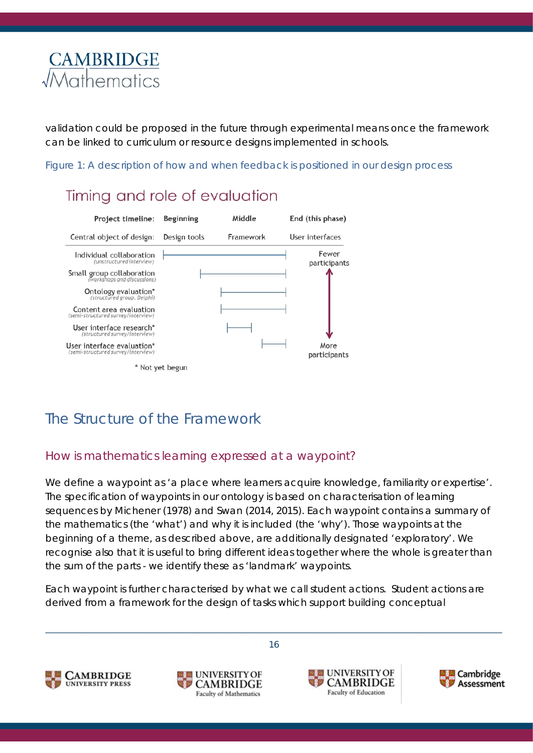validation could be proposed in the future through experimental means once the framework can be linked to curriculum or resource designs implemented in schools.

Figure 1: A description of how and when feedback is positioned in our design process

**Timing and role of evaluation**

| Project timeline: | Beginning | Middle | End (this phase) |
|---|---|---|---|
| Central object of design: | Design tools | Framework | User interfaces |

- Individual collaboration (*unstructured interview*)
- Small group collaboration (*workshops and discussions*)
- Ontology evaluation* (*structured group, Delphi*)
- Content area evaluation (*semi-structured survey/interview*)
- User interface research* (*structured survey/interview*)
- User interface evaluation* (*semi-structured survey/interview*)

Fewer participants ↕ More participants

\* Not yet begun

## The Structure of the Framework

### How is mathematics learning expressed at a waypoint?

We define a waypoint as 'a place where learners acquire knowledge, familiarity or expertise'. The specification of waypoints in our ontology is based on characterisation of learning sequences by Michener (1978) and Swan (2014, 2015). Each waypoint contains a summary of the mathematics (the 'what') and why it is included (the 'why'). Those waypoints at the beginning of a theme, as described above, are additionally designated 'exploratory'. We recognise also that it is useful to bring different ideas together where the whole is greater than the sum of the parts - we identify these as 'landmark' waypoints.

Each waypoint is further characterised by what we call student actions. Student actions are derived from a framework for the design of tasks which support building conceptual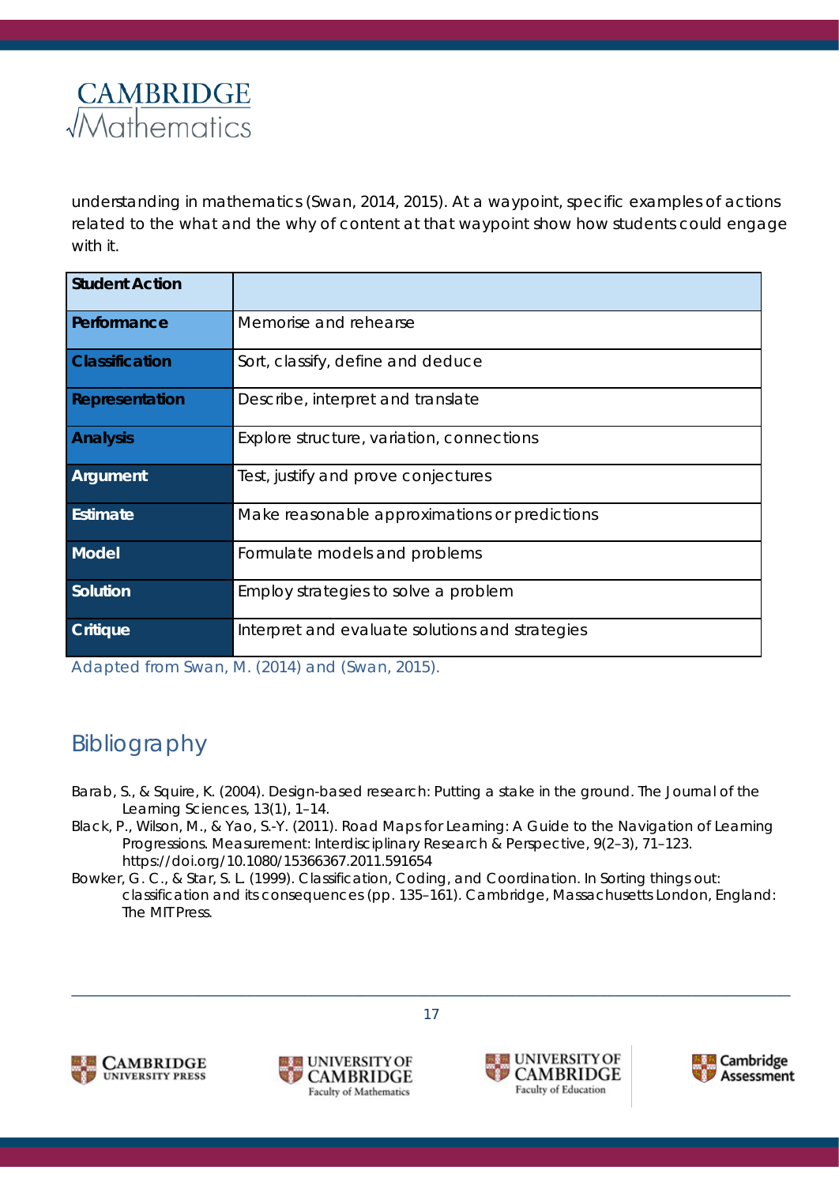understanding in mathematics (Swan, 2014, 2015). At a waypoint, specific examples of actions related to the what and the why of content at that waypoint show how students could engage with it.

| Student Action | |
|---|---|
| **Performance** | Memorise and rehearse |
| **Classification** | Sort, classify, define and deduce |
| **Representation** | Describe, interpret and translate |
| **Analysis** | Explore structure, variation, connections |
| **Argument** | Test, justify and prove conjectures |
| **Estimate** | Make reasonable approximations or predictions |
| **Model** | Formulate models and problems |
| **Solution** | Employ strategies to solve a problem |
| **Critique** | Interpret and evaluate solutions and strategies |

Adapted from Swan, M. (2014) and (Swan, 2015).

## Bibliography

Barab, S., & Squire, K. (2004). Design-based research: Putting a stake in the ground. The Journal of the Learning Sciences, 13(1), 1–14.

Black, P., Wilson, M., & Yao, S.-Y. (2011). Road Maps for Learning: A Guide to the Navigation of Learning Progressions. Measurement: Interdisciplinary Research & Perspective, 9(2–3), 71–123. https://doi.org/10.1080/15366367.2011.591654

Bowker, G. C., & Star, S. L. (1999). Classification, Coding, and Coordination. In Sorting things out: classification and its consequences (pp. 135–161). Cambridge, Massachusetts London, England: The MIT Press.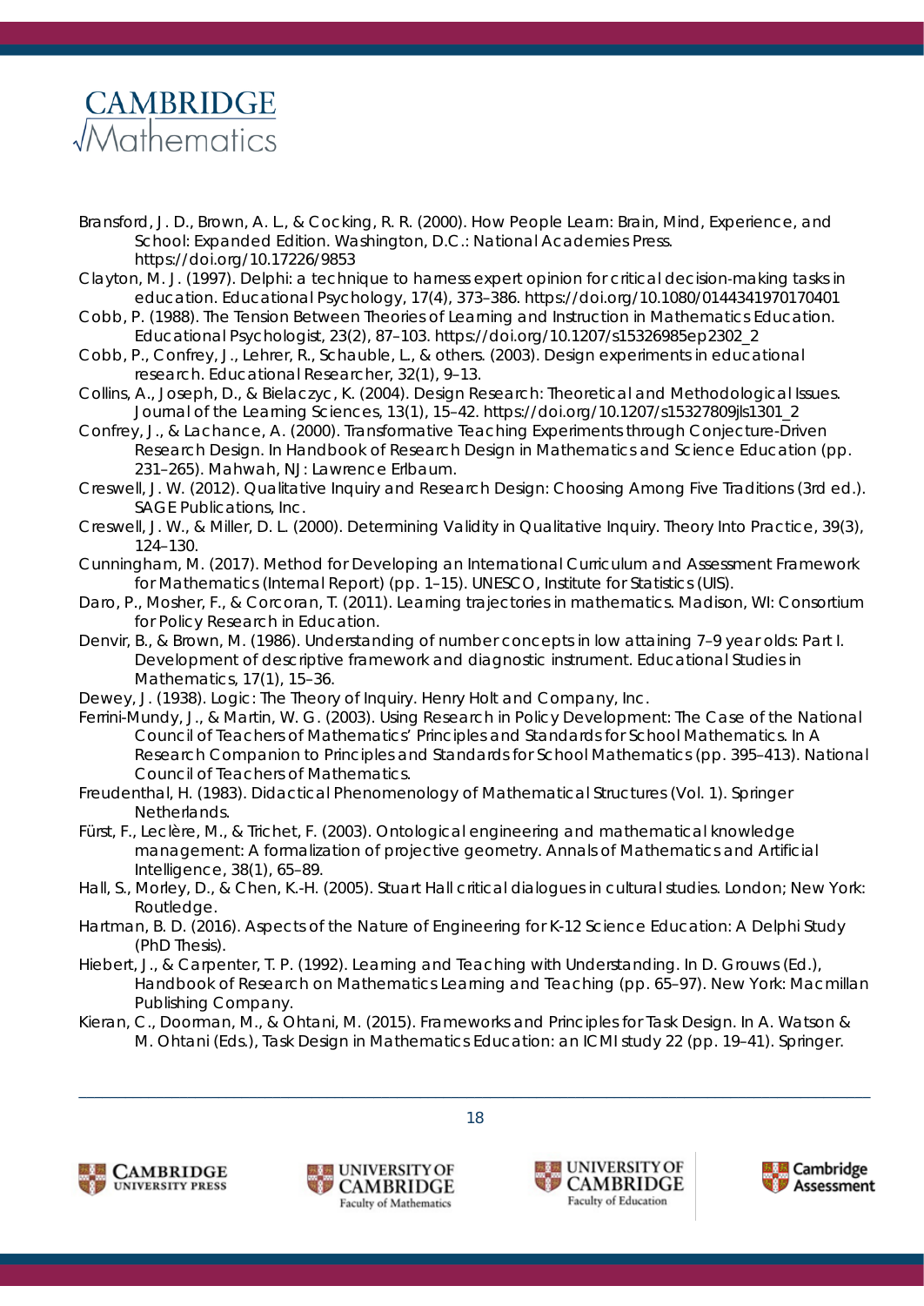Bransford, J. D., Brown, A. L., & Cocking, R. R. (2000). How People Learn: Brain, Mind, Experience, and School: Expanded Edition. Washington, D.C.: National Academies Press. https://doi.org/10.17226/9853

Clayton, M. J. (1997). Delphi: a technique to harness expert opinion for critical decision-making tasks in education. Educational Psychology, 17(4), 373–386. https://doi.org/10.1080/0144341970170401

Cobb, P. (1988). The Tension Between Theories of Learning and Instruction in Mathematics Education. Educational Psychologist, 23(2), 87–103. https://doi.org/10.1207/s15326985ep2302_2

Cobb, P., Confrey, J., Lehrer, R., Schauble, L., & others. (2003). Design experiments in educational research. Educational Researcher, 32(1), 9–13.

Collins, A., Joseph, D., & Bielaczyc, K. (2004). Design Research: Theoretical and Methodological Issues. Journal of the Learning Sciences, 13(1), 15–42. https://doi.org/10.1207/s15327809jls1301_2

Confrey, J., & Lachance, A. (2000). Transformative Teaching Experiments through Conjecture-Driven Research Design. In Handbook of Research Design in Mathematics and Science Education (pp. 231–265). Mahwah, NJ: Lawrence Erlbaum.

Creswell, J. W. (2012). Qualitative Inquiry and Research Design: Choosing Among Five Traditions (3rd ed.). SAGE Publications, Inc.

Creswell, J. W., & Miller, D. L. (2000). Determining Validity in Qualitative Inquiry. Theory Into Practice, 39(3), 124–130.

Cunningham, M. (2017). Method for Developing an International Curriculum and Assessment Framework for Mathematics (Internal Report) (pp. 1–15). UNESCO, Institute for Statistics (UIS).

Daro, P., Mosher, F., & Corcoran, T. (2011). Learning trajectories in mathematics. Madison, WI: Consortium for Policy Research in Education.

Denvir, B., & Brown, M. (1986). Understanding of number concepts in low attaining 7–9 year olds: Part I. Development of descriptive framework and diagnostic instrument. Educational Studies in Mathematics, 17(1), 15–36.

Dewey, J. (1938). Logic: The Theory of Inquiry. Henry Holt and Company, Inc.

Ferrini-Mundy, J., & Martin, W. G. (2003). Using Research in Policy Development: The Case of the National Council of Teachers of Mathematics' Principles and Standards for School Mathematics. In A Research Companion to Principles and Standards for School Mathematics (pp. 395–413). National Council of Teachers of Mathematics.

Freudenthal, H. (1983). Didactical Phenomenology of Mathematical Structures (Vol. 1). Springer Netherlands.

Fürst, F., Leclère, M., & Trichet, F. (2003). Ontological engineering and mathematical knowledge management: A formalization of projective geometry. Annals of Mathematics and Artificial Intelligence, 38(1), 65–89.

Hall, S., Morley, D., & Chen, K.-H. (2005). Stuart Hall critical dialogues in cultural studies. London; New York: Routledge.

Hartman, B. D. (2016). Aspects of the Nature of Engineering for K-12 Science Education: A Delphi Study (PhD Thesis).

Hiebert, J., & Carpenter, T. P. (1992). Learning and Teaching with Understanding. In D. Grouws (Ed.), Handbook of Research on Mathematics Learning and Teaching (pp. 65–97). New York: Macmillan Publishing Company.

Kieran, C., Doorman, M., & Ohtani, M. (2015). Frameworks and Principles for Task Design. In A. Watson & M. Ohtani (Eds.), Task Design in Mathematics Education: an ICMI study 22 (pp. 19–41). Springer.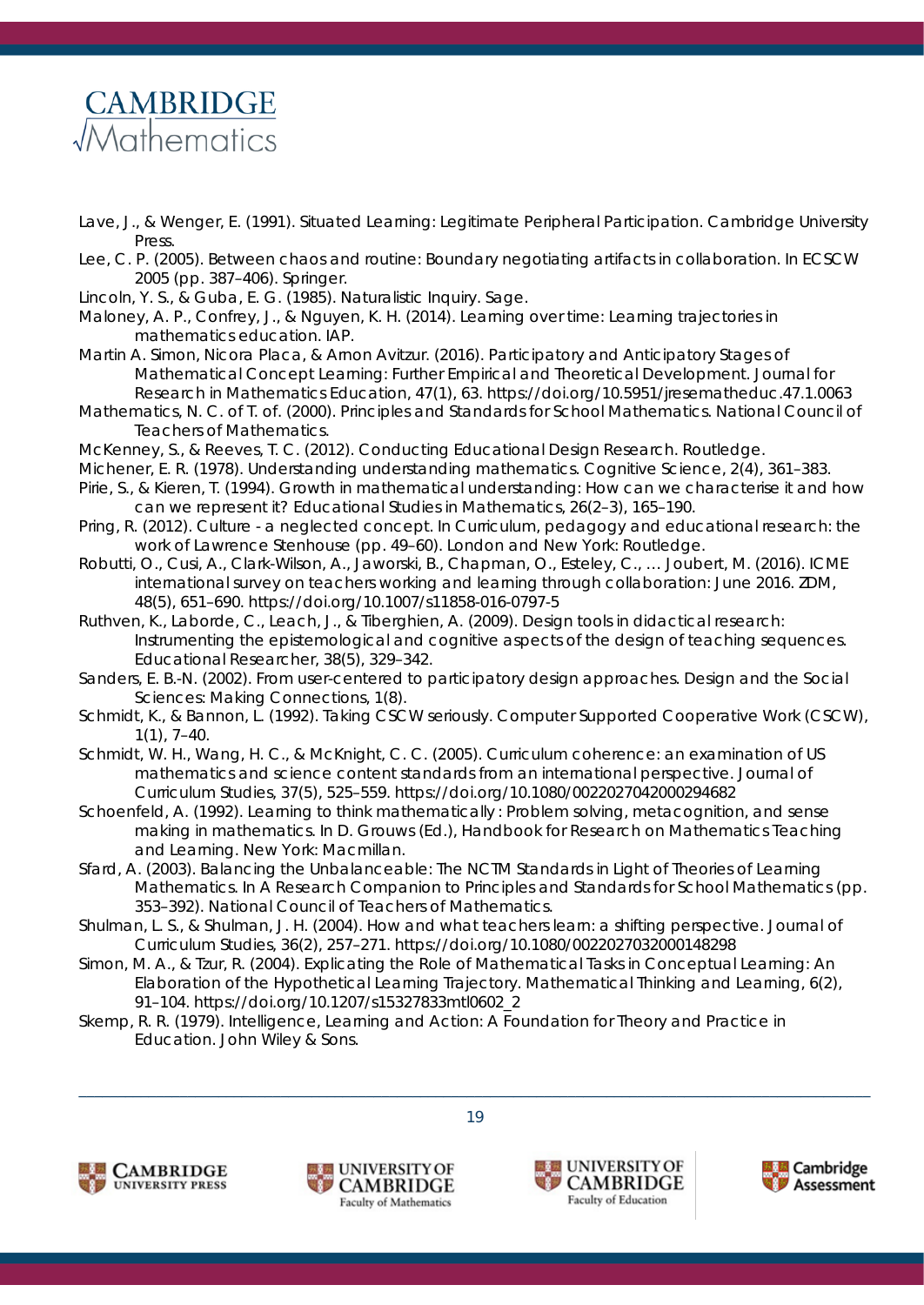Lave, J., & Wenger, E. (1991). Situated Learning: Legitimate Peripheral Participation. Cambridge University Press.

Lee, C. P. (2005). Between chaos and routine: Boundary negotiating artifacts in collaboration. In ECSCW 2005 (pp. 387–406). Springer.

Lincoln, Y. S., & Guba, E. G. (1985). Naturalistic Inquiry. Sage.

Maloney, A. P., Confrey, J., & Nguyen, K. H. (2014). Learning over time: Learning trajectories in mathematics education. IAP.

Martin A. Simon, Nicora Placa, & Arnon Avitzur. (2016). Participatory and Anticipatory Stages of Mathematical Concept Learning: Further Empirical and Theoretical Development. Journal for Research in Mathematics Education, 47(1), 63. https://doi.org/10.5951/jresematheduc.47.1.0063

Mathematics, N. C. of T. of. (2000). Principles and Standards for School Mathematics. National Council of Teachers of Mathematics.

McKenney, S., & Reeves, T. C. (2012). Conducting Educational Design Research. Routledge.

Michener, E. R. (1978). Understanding understanding mathematics. Cognitive Science, 2(4), 361–383.

Pirie, S., & Kieren, T. (1994). Growth in mathematical understanding: How can we characterise it and how can we represent it? Educational Studies in Mathematics, 26(2–3), 165–190.

Pring, R. (2012). Culture - a neglected concept. In Curriculum, pedagogy and educational research: the work of Lawrence Stenhouse (pp. 49–60). London and New York: Routledge.

Robutti, O., Cusi, A., Clark-Wilson, A., Jaworski, B., Chapman, O., Esteley, C., … Joubert, M. (2016). ICME international survey on teachers working and learning through collaboration: June 2016. ZDM, 48(5), 651–690. https://doi.org/10.1007/s11858-016-0797-5

Ruthven, K., Laborde, C., Leach, J., & Tiberghien, A. (2009). Design tools in didactical research: Instrumenting the epistemological and cognitive aspects of the design of teaching sequences. Educational Researcher, 38(5), 329–342.

Sanders, E. B.-N. (2002). From user-centered to participatory design approaches. Design and the Social Sciences: Making Connections, 1(8).

Schmidt, K., & Bannon, L. (1992). Taking CSCW seriously. Computer Supported Cooperative Work (CSCW), 1(1), 7–40.

Schmidt, W. H., Wang, H. C., & McKnight, C. C. (2005). Curriculum coherence: an examination of US mathematics and science content standards from an international perspective. Journal of Curriculum Studies, 37(5), 525–559. https://doi.org/10.1080/0022027042000294682

Schoenfeld, A. (1992). Learning to think mathematically : Problem solving, metacognition, and sense making in mathematics. In D. Grouws (Ed.), Handbook for Research on Mathematics Teaching and Learning. New York: Macmillan.

Sfard, A. (2003). Balancing the Unbalanceable: The NCTM Standards in Light of Theories of Learning Mathematics. In A Research Companion to Principles and Standards for School Mathematics (pp. 353–392). National Council of Teachers of Mathematics.

Shulman, L. S., & Shulman, J. H. (2004). How and what teachers learn: a shifting perspective. Journal of Curriculum Studies, 36(2), 257–271. https://doi.org/10.1080/0022027032000148298

Simon, M. A., & Tzur, R. (2004). Explicating the Role of Mathematical Tasks in Conceptual Learning: An Elaboration of the Hypothetical Learning Trajectory. Mathematical Thinking and Learning, 6(2), 91–104. https://doi.org/10.1207/s15327833mtl0602_2

Skemp, R. R. (1979). Intelligence, Learning and Action: A Foundation for Theory and Practice in Education. John Wiley & Sons.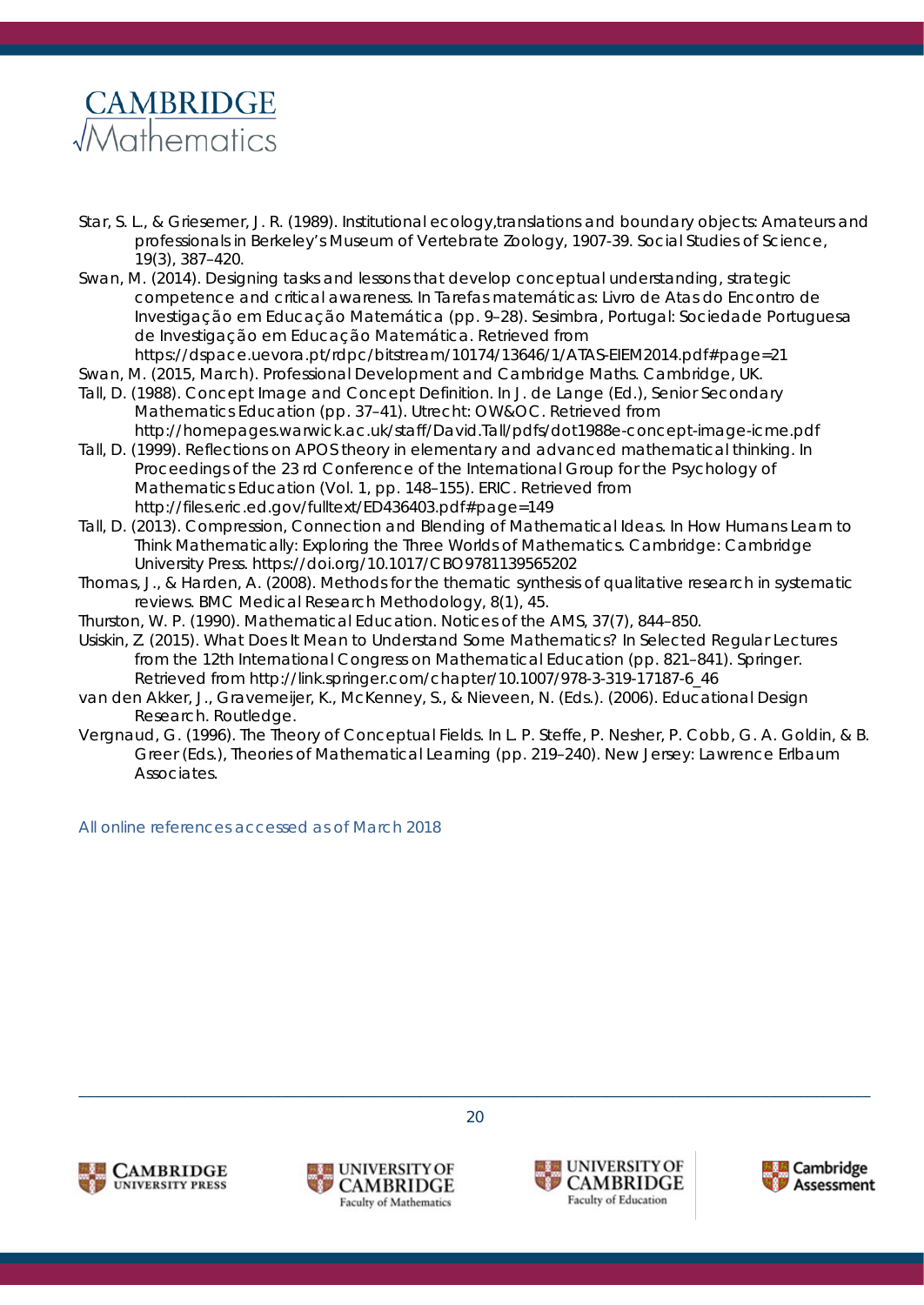Star, S. L., & Griesemer, J. R. (1989). Institutional ecology,translations and boundary objects: Amateurs and professionals in Berkeley's Museum of Vertebrate Zoology, 1907-39. Social Studies of Science, 19(3), 387–420.

Swan, M. (2014). Designing tasks and lessons that develop conceptual understanding, strategic competence and critical awareness. In Tarefas matemáticas: Livro de Atas do Encontro de Investigação em Educação Matemática (pp. 9–28). Sesimbra, Portugal: Sociedade Portuguesa de Investigação em Educação Matemática. Retrieved from https://dspace.uevora.pt/rdpc/bitstream/10174/13646/1/ATAS-EIEM2014.pdf#page=21

Swan, M. (2015, March). Professional Development and Cambridge Maths. Cambridge, UK.

Tall, D. (1988). Concept Image and Concept Definition. In J. de Lange (Ed.), Senior Secondary Mathematics Education (pp. 37–41). Utrecht: OW&OC. Retrieved from http://homepages.warwick.ac.uk/staff/David.Tall/pdfs/dot1988e-concept-image-icme.pdf

Tall, D. (1999). Reflections on APOS theory in elementary and advanced mathematical thinking. In Proceedings of the 23 rd Conference of the International Group for the Psychology of Mathematics Education (Vol. 1, pp. 148–155). ERIC. Retrieved from http://files.eric.ed.gov/fulltext/ED436403.pdf#page=149

Tall, D. (2013). Compression, Connection and Blending of Mathematical Ideas. In How Humans Learn to Think Mathematically: Exploring the Three Worlds of Mathematics. Cambridge: Cambridge University Press. https://doi.org/10.1017/CBO9781139565202

Thomas, J., & Harden, A. (2008). Methods for the thematic synthesis of qualitative research in systematic reviews. BMC Medical Research Methodology, 8(1), 45.

Thurston, W. P. (1990). Mathematical Education. Notices of the AMS, 37(7), 844–850.

Usiskin, Z. (2015). What Does It Mean to Understand Some Mathematics? In Selected Regular Lectures from the 12th International Congress on Mathematical Education (pp. 821–841). Springer. Retrieved from http://link.springer.com/chapter/10.1007/978-3-319-17187-6_46

van den Akker, J., Gravemeijer, K., McKenney, S., & Nieveen, N. (Eds.). (2006). Educational Design Research. Routledge.

Vergnaud, G. (1996). The Theory of Conceptual Fields. In L. P. Steffe, P. Nesher, P. Cobb, G. A. Goldin, & B. Greer (Eds.), Theories of Mathematical Learning (pp. 219–240). New Jersey: Lawrence Erlbaum Associates.

All online references accessed as of March 2018